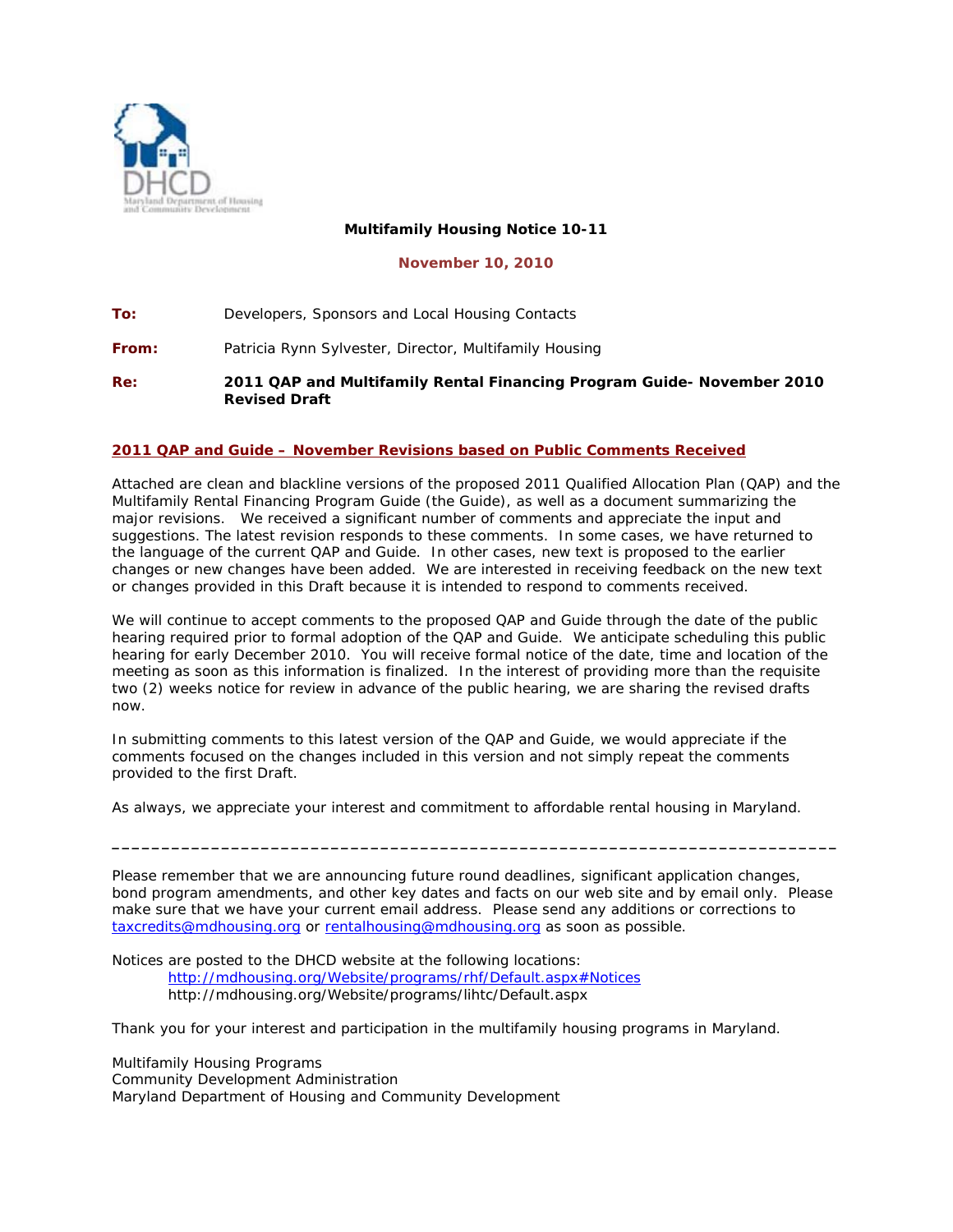DHCD
Maryland Department of Housing and Community Development

**Multifamily Housing Notice 10-11**

**November 10, 2010**

**To:** Developers, Sponsors and Local Housing Contacts

**From:** Patricia Rynn Sylvester, Director, Multifamily Housing

**Re:** **2011 QAP and Multifamily Rental Financing Program Guide- November 2010 Revised Draft**

## 2011 QAP and Guide – November Revisions based on Public Comments Received

Attached are clean and blackline versions of the proposed 2011 Qualified Allocation Plan (QAP) and the Multifamily Rental Financing Program Guide (the Guide), as well as a document summarizing the major revisions. We received a significant number of comments and appreciate the input and suggestions. The latest revision responds to these comments. In some cases, we have returned to the language of the current QAP and Guide. In other cases, new text is proposed to the earlier changes or new changes have been added. We are interested in receiving feedback on the new text or changes provided in this Draft because it is intended to respond to comments received.

We will continue to accept comments to the proposed QAP and Guide through the date of the public hearing required prior to formal adoption of the QAP and Guide. We anticipate scheduling this public hearing for early December 2010. You will receive formal notice of the date, time and location of the meeting as soon as this information is finalized. In the interest of providing more than the requisite two (2) weeks notice for review in advance of the public hearing, we are sharing the revised drafts now.

In submitting comments to this latest version of the QAP and Guide, we would appreciate if the comments focused on the changes included in this version and not simply repeat the comments provided to the first Draft.

As always, we appreciate your interest and commitment to affordable rental housing in Maryland.

---

Please remember that we are announcing future round deadlines, significant application changes, bond program amendments, and other key dates and facts on our web site and by email only. Please make sure that we have your current email address. Please send any additions or corrections to taxcredits@mdhousing.org or rentalhousing@mdhousing.org as soon as possible.

Notices are posted to the DHCD website at the following locations:

http://mdhousing.org/Website/programs/rhf/Default.aspx#Notices
http://mdhousing.org/Website/programs/lihtc/Default.aspx

Thank you for your interest and participation in the multifamily housing programs in Maryland.

Multifamily Housing Programs
Community Development Administration
Maryland Department of Housing and Community Development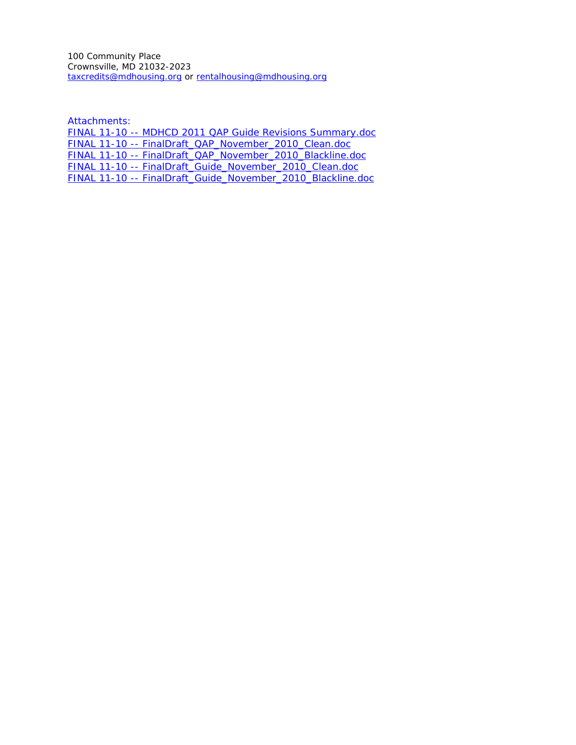100 Community Place
Crownsville, MD 21032-2023
taxcredits@mdhousing.org or rentalhousing@mdhousing.org

Attachments:
FINAL 11-10 -- MDHCD 2011 QAP Guide Revisions Summary.doc
FINAL 11-10 -- FinalDraft_QAP_November_2010_Clean.doc
FINAL 11-10 -- FinalDraft_QAP_November_2010_Blackline.doc
FINAL 11-10 -- FinalDraft_Guide_November_2010_Clean.doc
FINAL 11-10 -- FinalDraft_Guide_November_2010_Blackline.doc